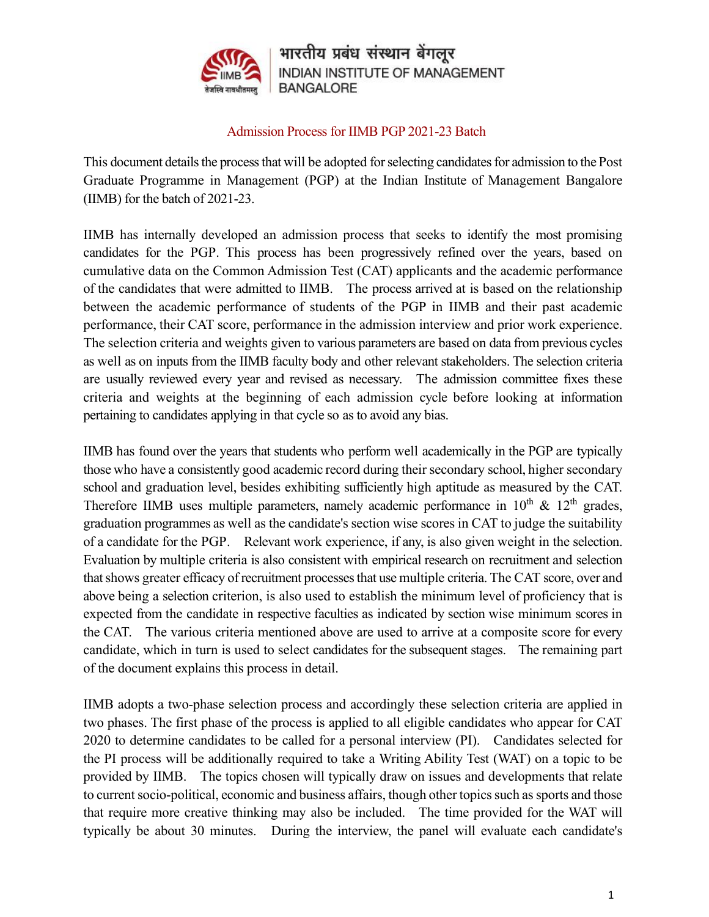भारतीय प्रबंध संस्थान बेंगलूर
INDIAN INSTITUTE OF MANAGEMENT
BANGALORE

## Admission Process for IIMB PGP 2021-23 Batch

This document details the process that will be adopted for selecting candidates for admission to the Post Graduate Programme in Management (PGP) at the Indian Institute of Management Bangalore (IIMB) for the batch of 2021-23.

IIMB has internally developed an admission process that seeks to identify the most promising candidates for the PGP. This process has been progressively refined over the years, based on cumulative data on the Common Admission Test (CAT) applicants and the academic performance of the candidates that were admitted to IIMB. The process arrived at is based on the relationship between the academic performance of students of the PGP in IIMB and their past academic performance, their CAT score, performance in the admission interview and prior work experience. The selection criteria and weights given to various parameters are based on data from previous cycles as well as on inputs from the IIMB faculty body and other relevant stakeholders. The selection criteria are usually reviewed every year and revised as necessary. The admission committee fixes these criteria and weights at the beginning of each admission cycle before looking at information pertaining to candidates applying in that cycle so as to avoid any bias.

IIMB has found over the years that students who perform well academically in the PGP are typically those who have a consistently good academic record during their secondary school, higher secondary school and graduation level, besides exhibiting sufficiently high aptitude as measured by the CAT. Therefore IIMB uses multiple parameters, namely academic performance in 10th & 12th grades, graduation programmes as well as the candidate's section wise scores in CAT to judge the suitability of a candidate for the PGP. Relevant work experience, if any, is also given weight in the selection. Evaluation by multiple criteria is also consistent with empirical research on recruitment and selection that shows greater efficacy of recruitment processes that use multiple criteria. The CAT score, over and above being a selection criterion, is also used to establish the minimum level of proficiency that is expected from the candidate in respective faculties as indicated by section wise minimum scores in the CAT. The various criteria mentioned above are used to arrive at a composite score for every candidate, which in turn is used to select candidates for the subsequent stages. The remaining part of the document explains this process in detail.

IIMB adopts a two-phase selection process and accordingly these selection criteria are applied in two phases. The first phase of the process is applied to all eligible candidates who appear for CAT 2020 to determine candidates to be called for a personal interview (PI). Candidates selected for the PI process will be additionally required to take a Writing Ability Test (WAT) on a topic to be provided by IIMB. The topics chosen will typically draw on issues and developments that relate to current socio-political, economic and business affairs, though other topics such as sports and those that require more creative thinking may also be included. The time provided for the WAT will typically be about 30 minutes. During the interview, the panel will evaluate each candidate's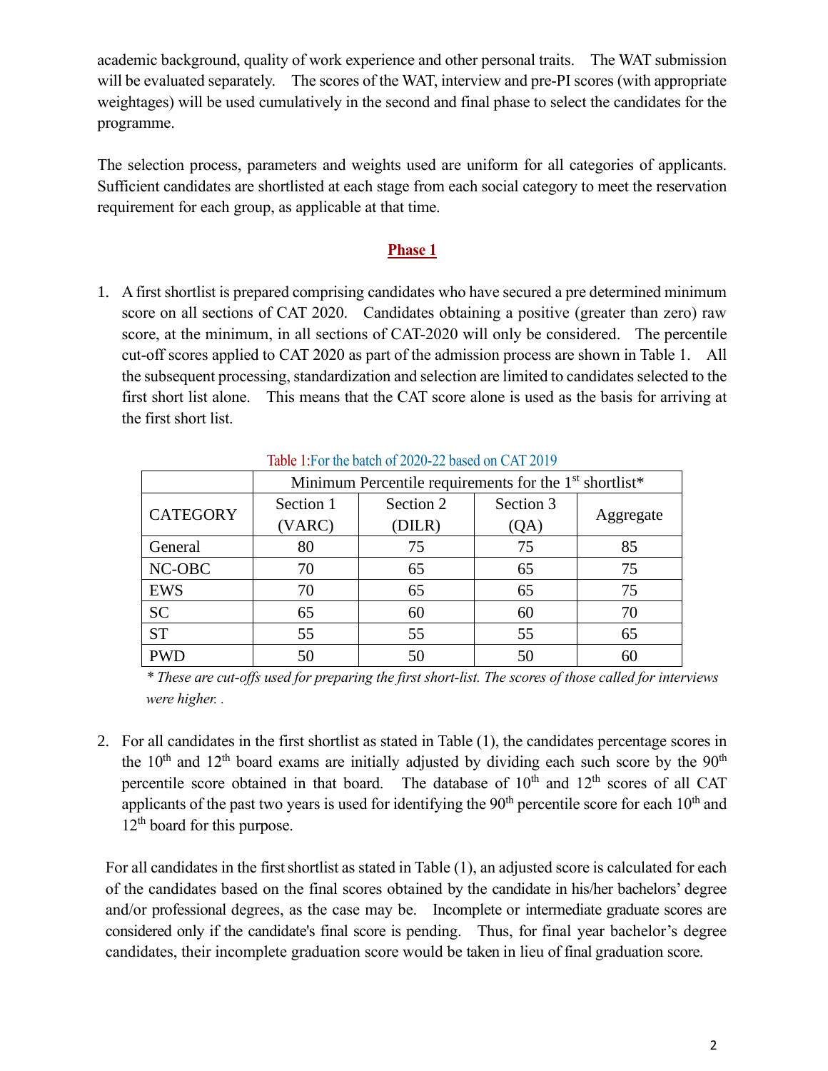academic background, quality of work experience and other personal traits. The WAT submission will be evaluated separately. The scores of the WAT, interview and pre-PI scores (with appropriate weightages) will be used cumulatively in the second and final phase to select the candidates for the programme.

The selection process, parameters and weights used are uniform for all categories of applicants. Sufficient candidates are shortlisted at each stage from each social category to meet the reservation requirement for each group, as applicable at that time.

## Phase 1

1. A first shortlist is prepared comprising candidates who have secured a pre determined minimum score on all sections of CAT 2020. Candidates obtaining a positive (greater than zero) raw score, at the minimum, in all sections of CAT-2020 will only be considered. The percentile cut-off scores applied to CAT 2020 as part of the admission process are shown in Table 1. All the subsequent processing, standardization and selection are limited to candidates selected to the first short list alone. This means that the CAT score alone is used as the basis for arriving at the first short list.

Table 1:For the batch of 2020-22 based on CAT 2019

| CATEGORY | Minimum Percentile requirements for the 1st shortlist* | | | |
|---|---|---|---|---|
| | Section 1 (VARC) | Section 2 (DILR) | Section 3 (QA) | Aggregate |
| General | 80 | 75 | 75 | 85 |
| NC-OBC | 70 | 65 | 65 | 75 |
| EWS | 70 | 65 | 65 | 75 |
| SC | 65 | 60 | 60 | 70 |
| ST | 55 | 55 | 55 | 65 |
| PWD | 50 | 50 | 50 | 60 |

*\* These are cut-offs used for preparing the first short-list. The scores of those called for interviews were higher. .*

2. For all candidates in the first shortlist as stated in Table (1), the candidates percentage scores in the 10th and 12th board exams are initially adjusted by dividing each such score by the 90th percentile score obtained in that board. The database of 10th and 12th scores of all CAT applicants of the past two years is used for identifying the 90th percentile score for each 10th and 12th board for this purpose.

   For all candidates in the first shortlist as stated in Table (1), an adjusted score is calculated for each of the candidates based on the final scores obtained by the candidate in his/her bachelors' degree and/or professional degrees, as the case may be. Incomplete or intermediate graduate scores are considered only if the candidate's final score is pending. Thus, for final year bachelor's degree candidates, their incomplete graduation score would be taken in lieu of final graduation score.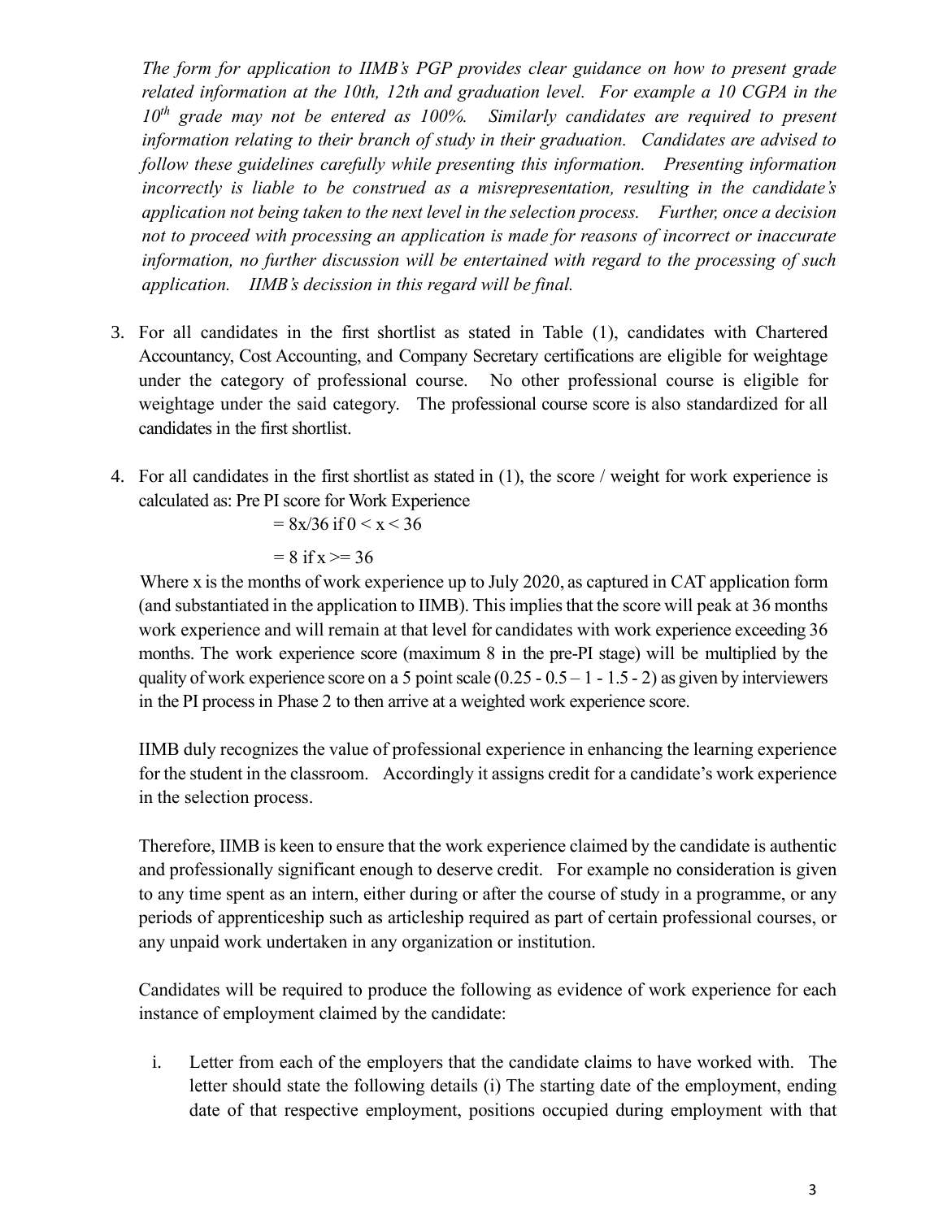*The form for application to IIMB's PGP provides clear guidance on how to present grade related information at the 10th, 12th and graduation level. For example a 10 CGPA in the 10th grade may not be entered as 100%. Similarly candidates are required to present information relating to their branch of study in their graduation. Candidates are advised to follow these guidelines carefully while presenting this information. Presenting information incorrectly is liable to be construed as a misrepresentation, resulting in the candidate's application not being taken to the next level in the selection process. Further, once a decision not to proceed with processing an application is made for reasons of incorrect or inaccurate information, no further discussion will be entertained with regard to the processing of such application. IIMB's decission in this regard will be final.*

3. For all candidates in the first shortlist as stated in Table (1), candidates with Chartered Accountancy, Cost Accounting, and Company Secretary certifications are eligible for weightage under the category of professional course. No other professional course is eligible for weightage under the said category. The professional course score is also standardized for all candidates in the first shortlist.

4. For all candidates in the first shortlist as stated in (1), the score / weight for work experience is calculated as: Pre PI score for Work Experience

   $= 8x/36$ if $0 < x < 36$

   $= 8$ if $x >= 36$

   Where x is the months of work experience up to July 2020, as captured in CAT application form (and substantiated in the application to IIMB). This implies that the score will peak at 36 months work experience and will remain at that level for candidates with work experience exceeding 36 months. The work experience score (maximum 8 in the pre-PI stage) will be multiplied by the quality of work experience score on a 5 point scale (0.25 - 0.5 – 1 - 1.5 - 2) as given by interviewers in the PI process in Phase 2 to then arrive at a weighted work experience score.

   IIMB duly recognizes the value of professional experience in enhancing the learning experience for the student in the classroom. Accordingly it assigns credit for a candidate's work experience in the selection process.

   Therefore, IIMB is keen to ensure that the work experience claimed by the candidate is authentic and professionally significant enough to deserve credit. For example no consideration is given to any time spent as an intern, either during or after the course of study in a programme, or any periods of apprenticeship such as articleship required as part of certain professional courses, or any unpaid work undertaken in any organization or institution.

   Candidates will be required to produce the following as evidence of work experience for each instance of employment claimed by the candidate:

   i. Letter from each of the employers that the candidate claims to have worked with. The letter should state the following details (i) The starting date of the employment, ending date of that respective employment, positions occupied during employment with that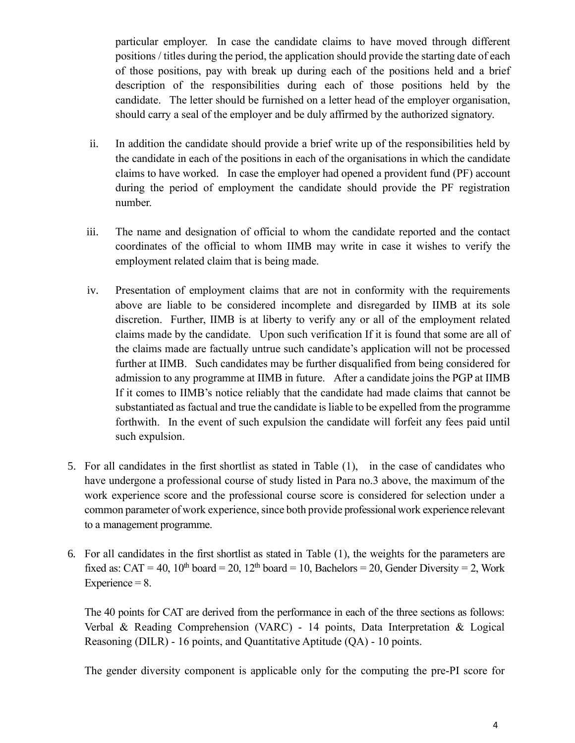particular employer. In case the candidate claims to have moved through different positions / titles during the period, the application should provide the starting date of each of those positions, pay with break up during each of the positions held and a brief description of the responsibilities during each of those positions held by the candidate. The letter should be furnished on a letter head of the employer organisation, should carry a seal of the employer and be duly affirmed by the authorized signatory.

ii. In addition the candidate should provide a brief write up of the responsibilities held by the candidate in each of the positions in each of the organisations in which the candidate claims to have worked. In case the employer had opened a provident fund (PF) account during the period of employment the candidate should provide the PF registration number.

iii. The name and designation of official to whom the candidate reported and the contact coordinates of the official to whom IIMB may write in case it wishes to verify the employment related claim that is being made.

iv. Presentation of employment claims that are not in conformity with the requirements above are liable to be considered incomplete and disregarded by IIMB at its sole discretion. Further, IIMB is at liberty to verify any or all of the employment related claims made by the candidate. Upon such verification If it is found that some are all of the claims made are factually untrue such candidate's application will not be processed further at IIMB. Such candidates may be further disqualified from being considered for admission to any programme at IIMB in future. After a candidate joins the PGP at IIMB If it comes to IIMB's notice reliably that the candidate had made claims that cannot be substantiated as factual and true the candidate is liable to be expelled from the programme forthwith. In the event of such expulsion the candidate will forfeit any fees paid until such expulsion.

5. For all candidates in the first shortlist as stated in Table (1), in the case of candidates who have undergone a professional course of study listed in Para no.3 above, the maximum of the work experience score and the professional course score is considered for selection under a common parameter of work experience, since both provide professional work experience relevant to a management programme.

6. For all candidates in the first shortlist as stated in Table (1), the weights for the parameters are fixed as: CAT = 40, 10th board = 20, 12th board = 10, Bachelors = 20, Gender Diversity = 2, Work Experience = 8.

   The 40 points for CAT are derived from the performance in each of the three sections as follows: Verbal & Reading Comprehension (VARC) - 14 points, Data Interpretation & Logical Reasoning (DILR) - 16 points, and Quantitative Aptitude (QA) - 10 points.

   The gender diversity component is applicable only for the computing the pre-PI score for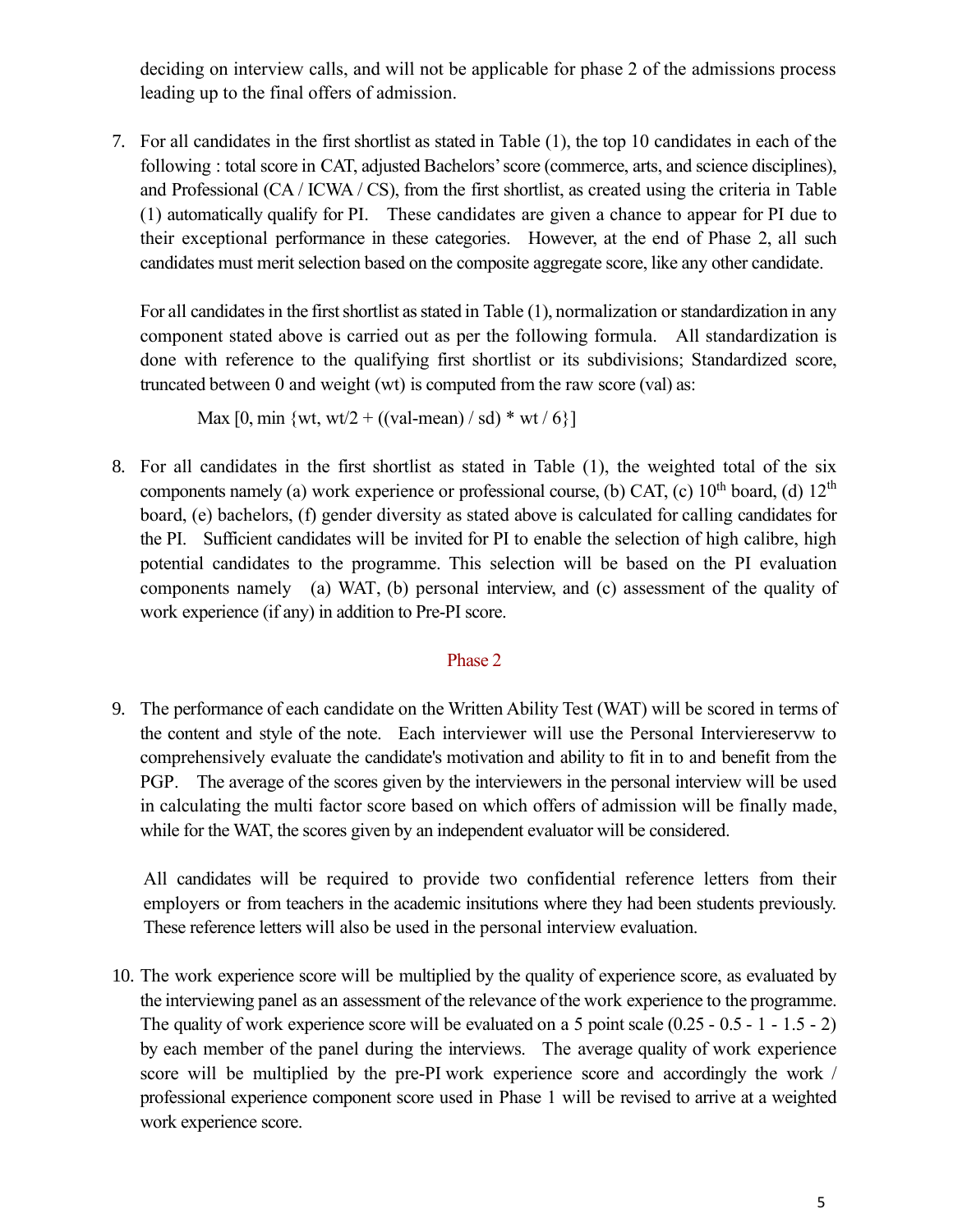deciding on interview calls, and will not be applicable for phase 2 of the admissions process leading up to the final offers of admission.

7. For all candidates in the first shortlist as stated in Table (1), the top 10 candidates in each of the following : total score in CAT, adjusted Bachelors' score (commerce, arts, and science disciplines), and Professional (CA / ICWA / CS), from the first shortlist, as created using the criteria in Table (1) automatically qualify for PI. These candidates are given a chance to appear for PI due to their exceptional performance in these categories. However, at the end of Phase 2, all such candidates must merit selection based on the composite aggregate score, like any other candidate.

   For all candidates in the first shortlist as stated in Table (1), normalization or standardization in any component stated above is carried out as per the following formula. All standardization is done with reference to the qualifying first shortlist or its subdivisions; Standardized score, truncated between 0 and weight (wt) is computed from the raw score (val) as:

   $$\text{Max}\,[0, \min\{wt, wt/2 + ((val - mean) / sd) * wt / 6\}]$$

8. For all candidates in the first shortlist as stated in Table (1), the weighted total of the six components namely (a) work experience or professional course, (b) CAT, (c) 10th board, (d) 12th board, (e) bachelors, (f) gender diversity as stated above is calculated for calling candidates for the PI. Sufficient candidates will be invited for PI to enable the selection of high calibre, high potential candidates to the programme. This selection will be based on the PI evaluation components namely (a) WAT, (b) personal interview, and (c) assessment of the quality of work experience (if any) in addition to Pre-PI score.

## Phase 2

9. The performance of each candidate on the Written Ability Test (WAT) will be scored in terms of the content and style of the note. Each interviewer will use the Personal Interviereservw to comprehensively evaluate the candidate's motivation and ability to fit in to and benefit from the PGP. The average of the scores given by the interviewers in the personal interview will be used in calculating the multi factor score based on which offers of admission will be finally made, while for the WAT, the scores given by an independent evaluator will be considered.

   All candidates will be required to provide two confidential reference letters from their employers or from teachers in the academic insitutions where they had been students previously. These reference letters will also be used in the personal interview evaluation.

10. The work experience score will be multiplied by the quality of experience score, as evaluated by the interviewing panel as an assessment of the relevance of the work experience to the programme. The quality of work experience score will be evaluated on a 5 point scale (0.25 - 0.5 - 1 - 1.5 - 2) by each member of the panel during the interviews. The average quality of work experience score will be multiplied by the pre-PI work experience score and accordingly the work / professional experience component score used in Phase 1 will be revised to arrive at a weighted work experience score.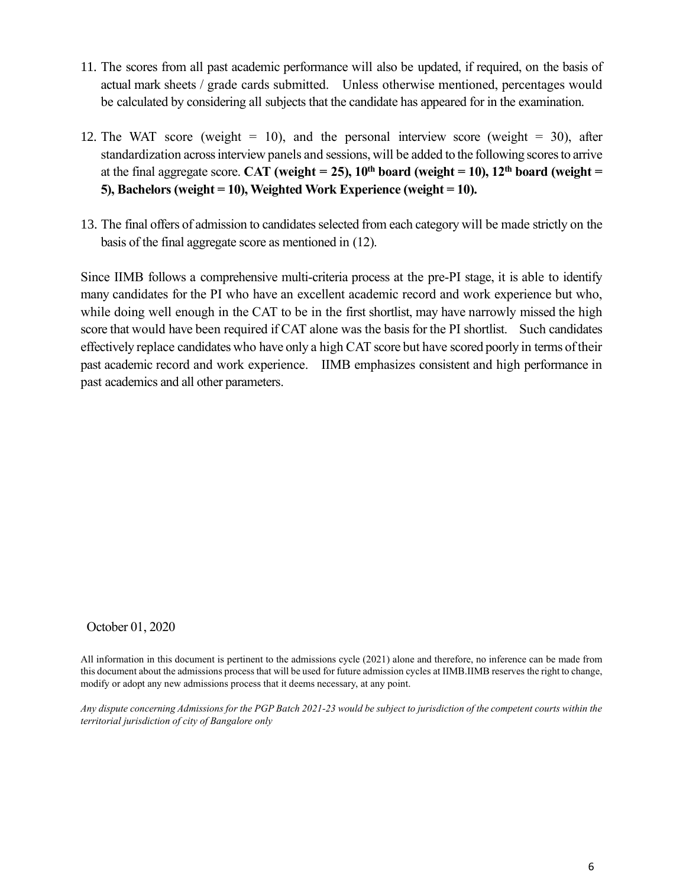11. The scores from all past academic performance will also be updated, if required, on the basis of actual mark sheets / grade cards submitted. Unless otherwise mentioned, percentages would be calculated by considering all subjects that the candidate has appeared for in the examination.

12. The WAT score (weight = 10), and the personal interview score (weight = 30), after standardization across interview panels and sessions, will be added to the following scores to arrive at the final aggregate score. **CAT (weight = 25), 10th board (weight = 10), 12th board (weight = 5), Bachelors (weight = 10), Weighted Work Experience (weight = 10).**

13. The final offers of admission to candidates selected from each category will be made strictly on the basis of the final aggregate score as mentioned in (12).

Since IIMB follows a comprehensive multi-criteria process at the pre-PI stage, it is able to identify many candidates for the PI who have an excellent academic record and work experience but who, while doing well enough in the CAT to be in the first shortlist, may have narrowly missed the high score that would have been required if CAT alone was the basis for the PI shortlist. Such candidates effectively replace candidates who have only a high CAT score but have scored poorly in terms of their past academic record and work experience. IIMB emphasizes consistent and high performance in past academics and all other parameters.

October 01, 2020

All information in this document is pertinent to the admissions cycle (2021) alone and therefore, no inference can be made from this document about the admissions process that will be used for future admission cycles at IIMB.IIMB reserves the right to change, modify or adopt any new admissions process that it deems necessary, at any point.

*Any dispute concerning Admissions for the PGP Batch 2021-23 would be subject to jurisdiction of the competent courts within the territorial jurisdiction of city of Bangalore only*